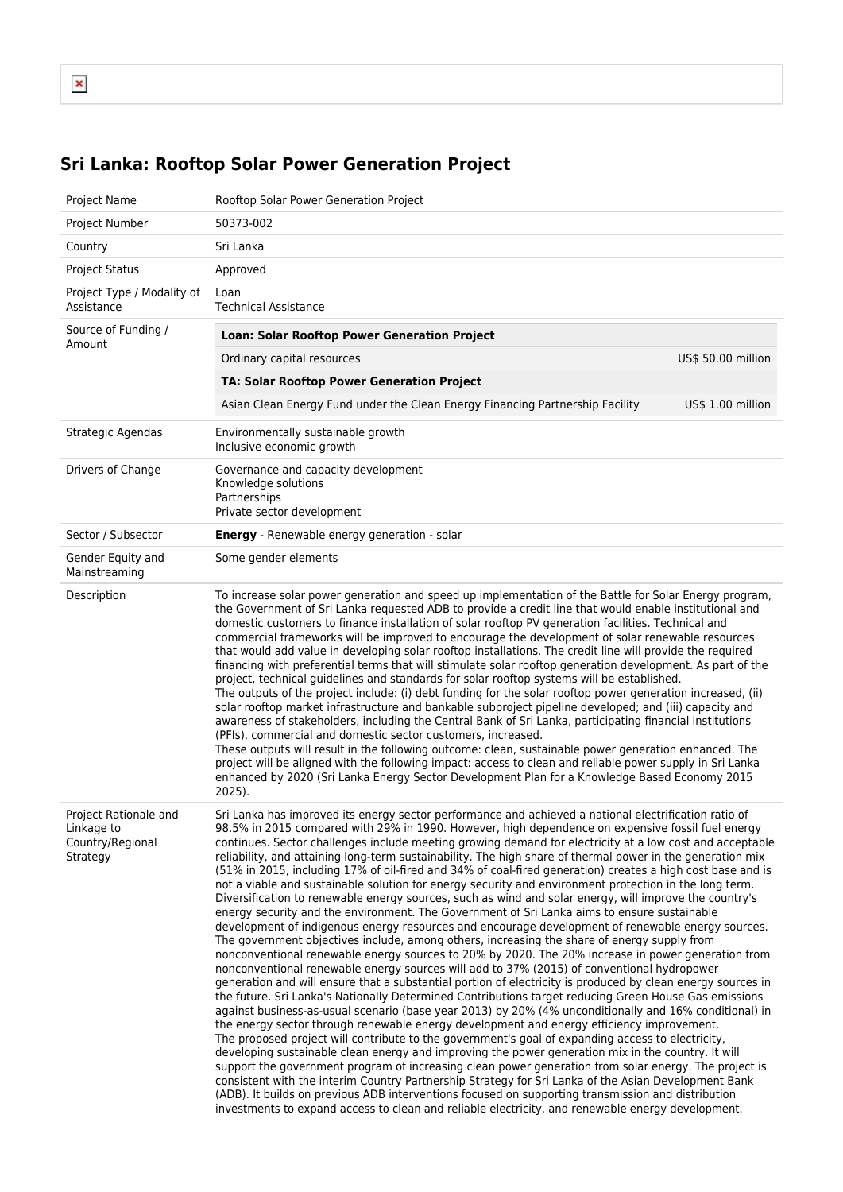# Sri Lanka: Rooftop Solar Power Generation Project

| | |
|---|---|
| Project Name | Rooftop Solar Power Generation Project |
| Project Number | 50373-002 |
| Country | Sri Lanka |
| Project Status | Approved |
| Project Type / Modality of Assistance | Loan<br>Technical Assistance |
| Source of Funding / Amount | **Loan: Solar Rooftop Power Generation Project**<br>Ordinary capital resources — US$ 50.00 million<br>**TA: Solar Rooftop Power Generation Project**<br>Asian Clean Energy Fund under the Clean Energy Financing Partnership Facility — US$ 1.00 million |
| Strategic Agendas | Environmentally sustainable growth<br>Inclusive economic growth |
| Drivers of Change | Governance and capacity development<br>Knowledge solutions<br>Partnerships<br>Private sector development |
| Sector / Subsector | **Energy** - Renewable energy generation - solar |
| Gender Equity and Mainstreaming | Some gender elements |
| Description | To increase solar power generation and speed up implementation of the Battle for Solar Energy program, the Government of Sri Lanka requested ADB to provide a credit line that would enable institutional and domestic customers to finance installation of solar rooftop PV generation facilities. Technical and commercial frameworks will be improved to encourage the development of solar renewable resources that would add value in developing solar rooftop installations. The credit line will provide the required financing with preferential terms that will stimulate solar rooftop generation development. As part of the project, technical guidelines and standards for solar rooftop systems will be established.<br>The outputs of the project include: (i) debt funding for the solar rooftop power generation increased, (ii) solar rooftop market infrastructure and bankable subproject pipeline developed; and (iii) capacity and awareness of stakeholders, including the Central Bank of Sri Lanka, participating financial institutions (PFIs), commercial and domestic sector customers, increased.<br>These outputs will result in the following outcome: clean, sustainable power generation enhanced. The project will be aligned with the following impact: access to clean and reliable power supply in Sri Lanka enhanced by 2020 (Sri Lanka Energy Sector Development Plan for a Knowledge Based Economy 2015 2025). |
| Project Rationale and Linkage to Country/Regional Strategy | Sri Lanka has improved its energy sector performance and achieved a national electrification ratio of 98.5% in 2015 compared with 29% in 1990. However, high dependence on expensive fossil fuel energy continues. Sector challenges include meeting growing demand for electricity at a low cost and acceptable reliability, and attaining long-term sustainability. The high share of thermal power in the generation mix (51% in 2015, including 17% of oil-fired and 34% of coal-fired generation) creates a high cost base and is not a viable and sustainable solution for energy security and environment protection in the long term. Diversification to renewable energy sources, such as wind and solar energy, will improve the country's energy security and the environment. The Government of Sri Lanka aims to ensure sustainable development of indigenous energy resources and encourage development of renewable energy sources. The government objectives include, among others, increasing the share of energy supply from nonconventional renewable energy sources to 20% by 2020. The 20% increase in power generation from nonconventional renewable energy sources will add to 37% (2015) of conventional hydropower generation and will ensure that a substantial portion of electricity is produced by clean energy sources in the future. Sri Lanka's Nationally Determined Contributions target reducing Green House Gas emissions against business-as-usual scenario (base year 2013) by 20% (4% unconditionally and 16% conditional) in the energy sector through renewable energy development and energy efficiency improvement.<br>The proposed project will contribute to the government's goal of expanding access to electricity, developing sustainable clean energy and improving the power generation mix in the country. It will support the government program of increasing clean power generation from solar energy. The project is consistent with the interim Country Partnership Strategy for Sri Lanka of the Asian Development Bank (ADB). It builds on previous ADB interventions focused on supporting transmission and distribution investments to expand access to clean and reliable electricity, and renewable energy development. |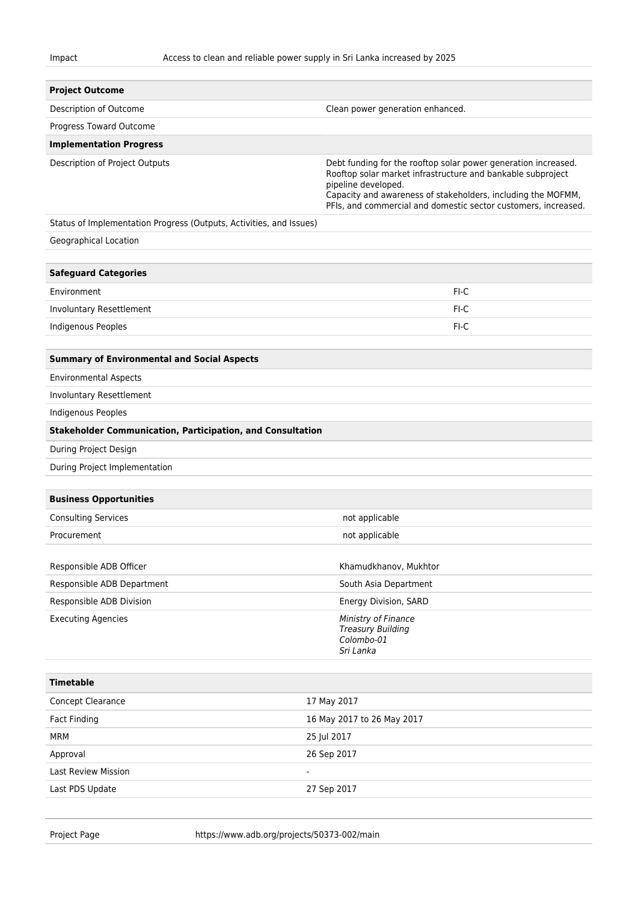| Impact | Access to clean and reliable power supply in Sri Lanka increased by 2025 |
|---|---|

| **Project Outcome** | |
|---|---|
| Description of Outcome | Clean power generation enhanced. |
| Progress Toward Outcome | |
| **Implementation Progress** | |
| Description of Project Outputs | Debt funding for the rooftop solar power generation increased.<br>Rooftop solar market infrastructure and bankable subproject pipeline developed.<br>Capacity and awareness of stakeholders, including the MOFMM, PFIs, and commercial and domestic sector customers, increased. |
| Status of Implementation Progress (Outputs, Activities, and Issues) | |
| Geographical Location | |

| **Safeguard Categories** | |
|---|---|
| Environment | FI-C |
| Involuntary Resettlement | FI-C |
| Indigenous Peoples | FI-C |

| **Summary of Environmental and Social Aspects** |
|---|
| Environmental Aspects |
| Involuntary Resettlement |
| Indigenous Peoples |
| **Stakeholder Communication, Participation, and Consultation** |
| During Project Design |
| During Project Implementation |

| **Business Opportunities** | |
|---|---|
| Consulting Services | not applicable |
| Procurement | not applicable |

| | |
|---|---|
| Responsible ADB Officer | Khamudkhanov, Mukhtor |
| Responsible ADB Department | South Asia Department |
| Responsible ADB Division | Energy Division, SARD |
| Executing Agencies | *Ministry of Finance*<br>*Treasury Building*<br>*Colombo-01*<br>*Sri Lanka* |

| **Timetable** | |
|---|---|
| Concept Clearance | 17 May 2017 |
| Fact Finding | 16 May 2017 to 26 May 2017 |
| MRM | 25 Jul 2017 |
| Approval | 26 Sep 2017 |
| Last Review Mission | - |
| Last PDS Update | 27 Sep 2017 |

| Project Page | https://www.adb.org/projects/50373-002/main |
|---|---|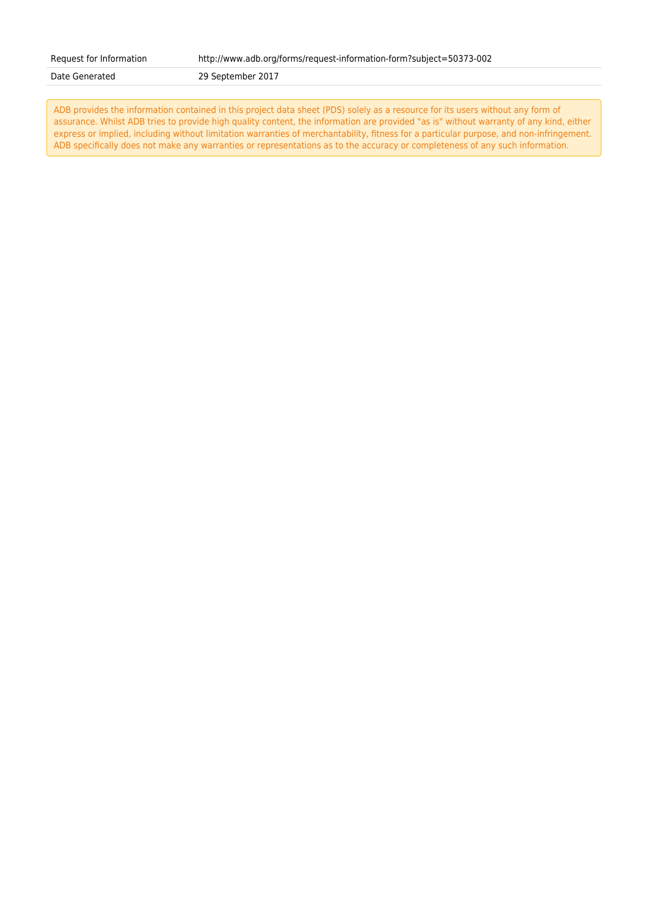| | |
|---|---|
| Request for Information | http://www.adb.org/forms/request-information-form?subject=50373-002 |
| Date Generated | 29 September 2017 |

ADB provides the information contained in this project data sheet (PDS) solely as a resource for its users without any form of assurance. Whilst ADB tries to provide high quality content, the information are provided "as is" without warranty of any kind, either express or implied, including without limitation warranties of merchantability, fitness for a particular purpose, and non-infringement. ADB specifically does not make any warranties or representations as to the accuracy or completeness of any such information.